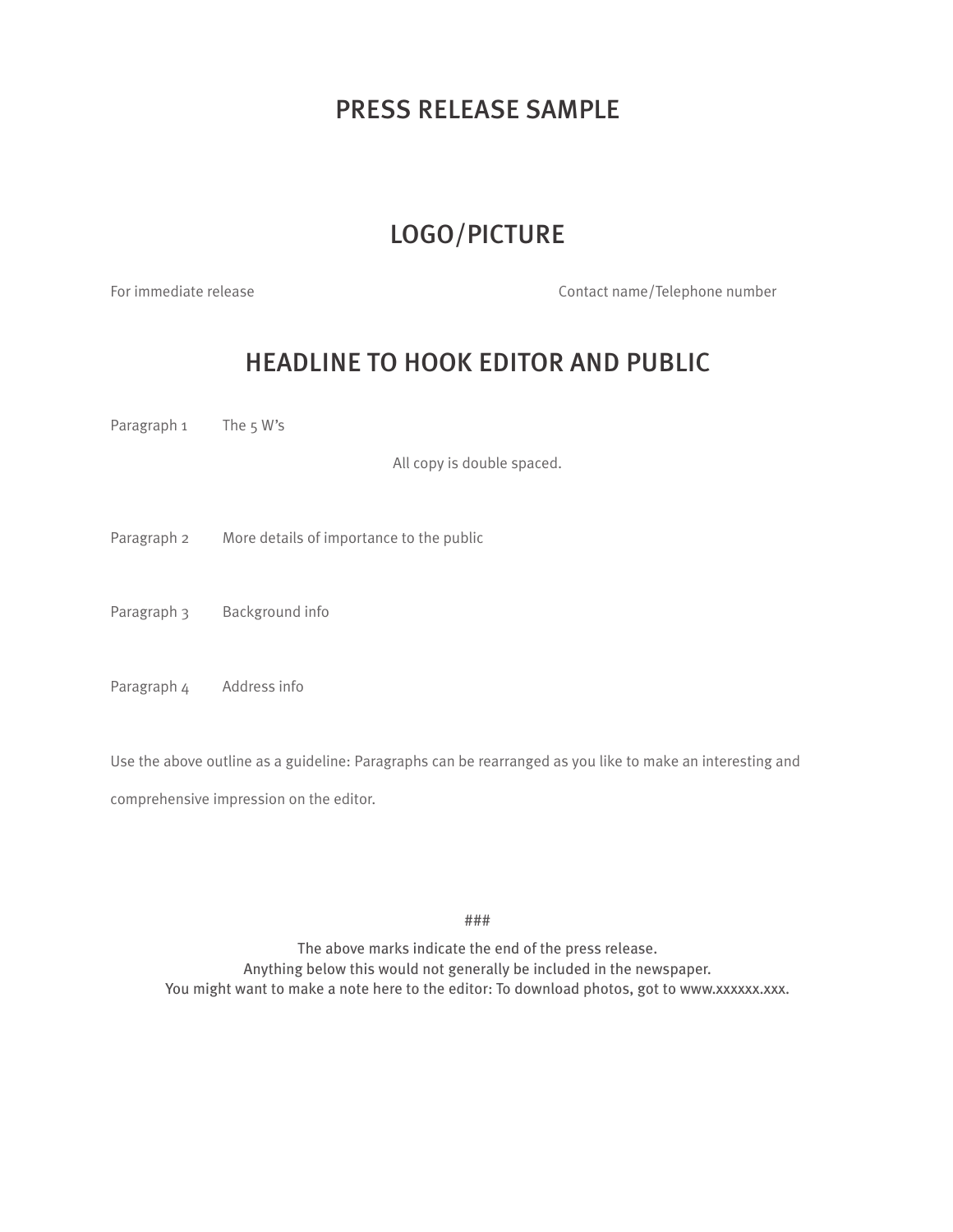# PRESS RELEASE SAMPLE

## LOGO/PICTURE

For immediate release | Contact name/Telephone number

## HEADLINE TO HOOK EDITOR AND PUBLIC

Paragraph 1 The 5 W's

All copy is double spaced.

Paragraph 2 More details of importance to the public

Paragraph 3 Background info

Paragraph 4 Address info

Use the above outline as a guideline: Paragraphs can be rearranged as you like to make an interesting and comprehensive impression on the editor.

###

The above marks indicate the end of the press release.
Anything below this would not generally be included in the newspaper.
You might want to make a note here to the editor: To download photos, got to www.xxxxxx.xxx.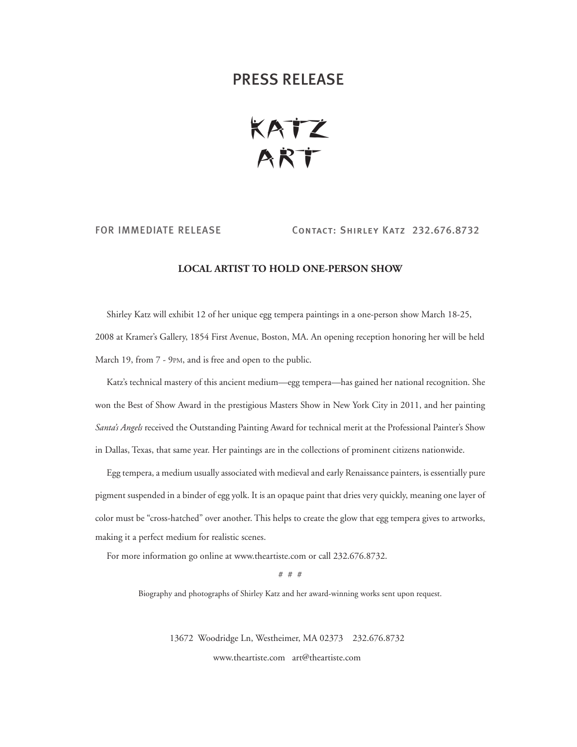# PRESS RELEASE

KATZ
ART

FOR IMMEDIATE RELEASE    CONTACT: SHIRLEY KATZ 232.676.8732

**LOCAL ARTIST TO HOLD ONE-PERSON SHOW**

Shirley Katz will exhibit 12 of her unique egg tempera paintings in a one-person show March 18-25, 2008 at Kramer's Gallery, 1854 First Avenue, Boston, MA. An opening reception honoring her will be held March 19, from 7 - 9PM, and is free and open to the public.

Katz's technical mastery of this ancient medium—egg tempera—has gained her national recognition. She won the Best of Show Award in the prestigious Masters Show in New York City in 2011, and her painting *Santa's Angels* received the Outstanding Painting Award for technical merit at the Professional Painter's Show in Dallas, Texas, that same year. Her paintings are in the collections of prominent citizens nationwide.

Egg tempera, a medium usually associated with medieval and early Renaissance painters, is essentially pure pigment suspended in a binder of egg yolk. It is an opaque paint that dries very quickly, meaning one layer of color must be "cross-hatched" over another. This helps to create the glow that egg tempera gives to artworks, making it a perfect medium for realistic scenes.

For more information go online at www.theartiste.com or call 232.676.8732.

# # #

Biography and photographs of Shirley Katz and her award-winning works sent upon request.

13672 Woodridge Ln, Westheimer, MA 02373 232.676.8732

www.theartiste.com art@theartiste.com